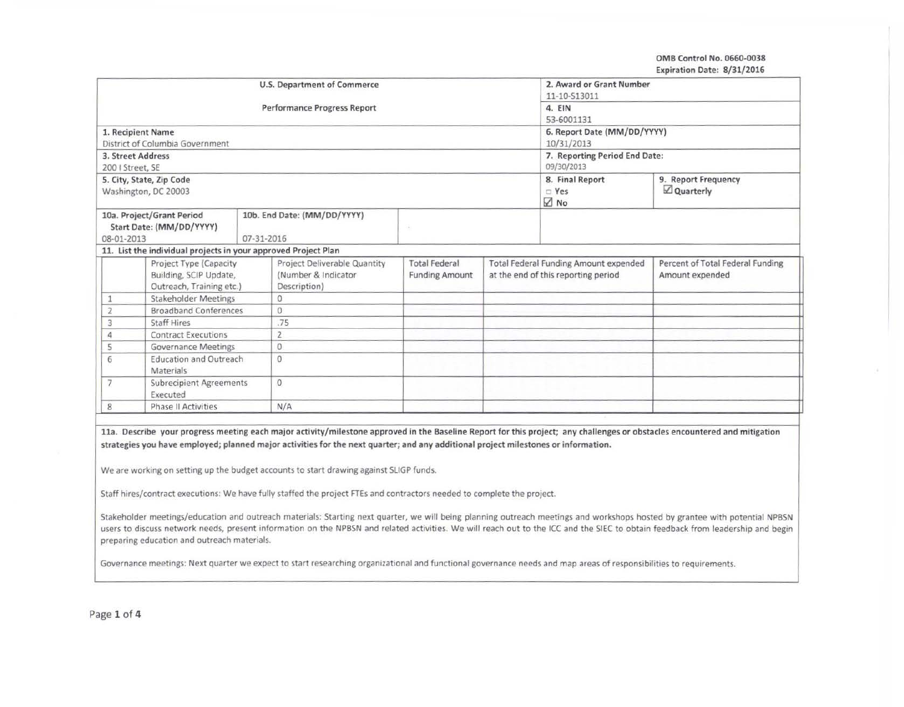OMB Control No. 0660-0038
Expiration Date: 8/31/2016

| U.S. Department of Commerce | | | 2. Award or Grant Number<br>11-10-S13011 | |
|---|---|---|---|---|
| Performance Progress Report | | | 4. EIN<br>53-6001131 | |
| 1. Recipient Name<br>District of Columbia Government | | | 6. Report Date (MM/DD/YYYY)<br>10/31/2013 | |
| 3. Street Address<br>200 I Street, SE | | | 7. Reporting Period End Date:<br>09/30/2013 | |
| 5. City, State, Zip Code<br>Washington, DC 20003 | | | 8. Final Report<br>☐ Yes<br>☑ No | 9. Report Frequency<br>☑ Quarterly |
| 10a. Project/Grant Period<br>Start Date: (MM/DD/YYYY)<br>08-01-2013 | 10b. End Date: (MM/DD/YYYY)<br>07-31-2016 | | | |

11. List the individual projects in your approved Project Plan

| | Project Type (Capacity Building, SCIP Update, Outreach, Training etc.) | Project Deliverable Quantity (Number & Indicator Description) | Total Federal Funding Amount | Total Federal Funding Amount expended at the end of this reporting period | Percent of Total Federal Funding Amount expended |
|---|---|---|---|---|---|
| 1 | Stakeholder Meetings | 0 | | | |
| 2 | Broadband Conferences | 0 | | | |
| 3 | Staff Hires | .75 | | | |
| 4 | Contract Executions | 2 | | | |
| 5 | Governance Meetings | 0 | | | |
| 6 | Education and Outreach Materials | 0 | | | |
| 7 | Subrecipient Agreements Executed | 0 | | | |
| 8 | Phase II Activities | N/A | | | |

**11a. Describe your progress meeting each major activity/milestone approved in the Baseline Report for this project; any challenges or obstacles encountered and mitigation strategies you have employed; planned major activities for the next quarter; and any additional project milestones or information.**

We are working on setting up the budget accounts to start drawing against SLIGP funds.

Staff hires/contract executions: We have fully staffed the project FTEs and contractors needed to complete the project.

Stakeholder meetings/education and outreach materials: Starting next quarter, we will being planning outreach meetings and workshops hosted by grantee with potential NPBSN users to discuss network needs, present information on the NPBSN and related activities. We will reach out to the ICC and the SIEC to obtain feedback from leadership and begin preparing education and outreach materials.

Governance meetings: Next quarter we expect to start researching organizational and functional governance needs and map areas of responsibilities to requirements.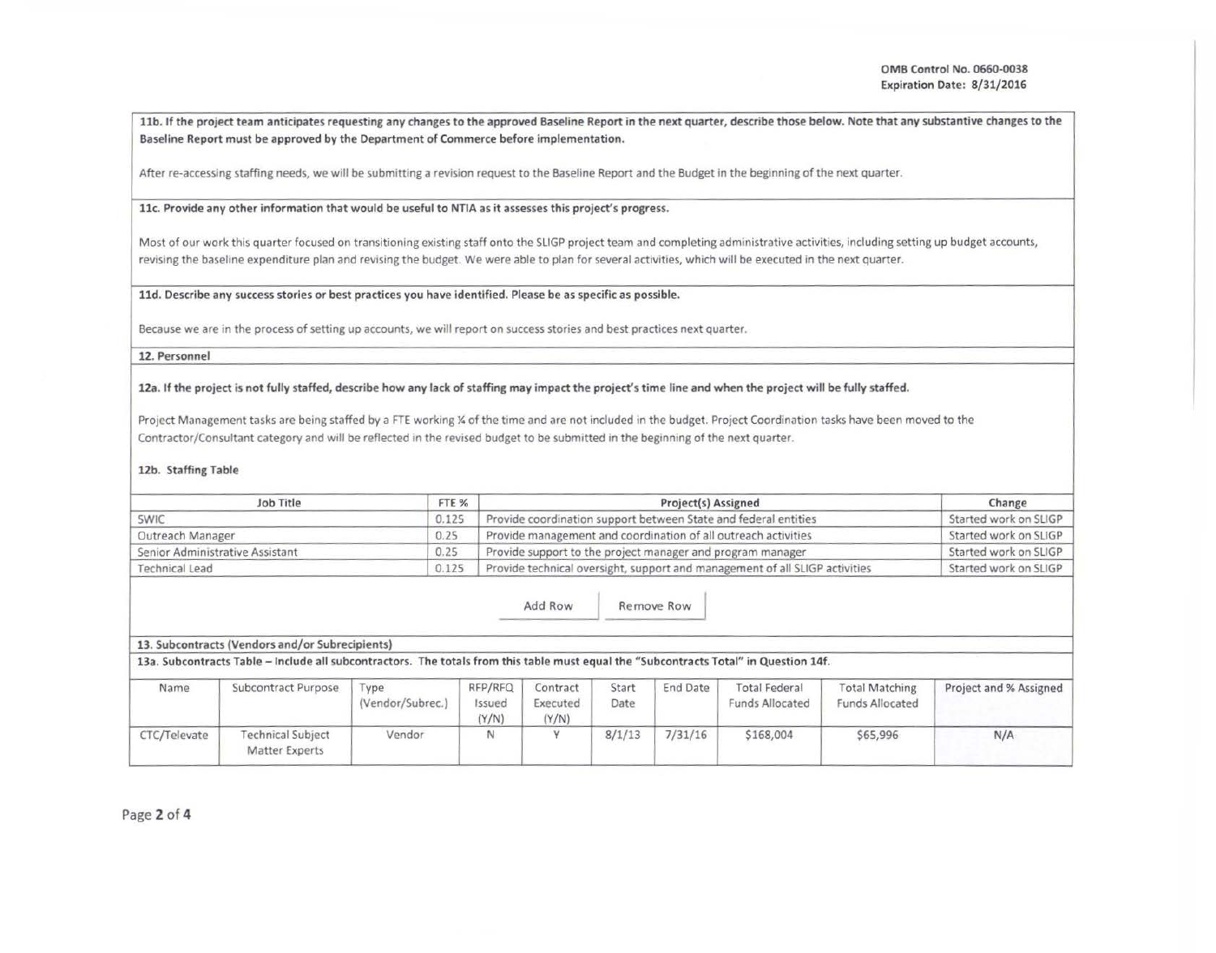OMB Control No. 0660-0038
Expiration Date: 8/31/2016

**11b. If the project team anticipates requesting any changes to the approved Baseline Report in the next quarter, describe those below. Note that any substantive changes to the Baseline Report must be approved by the Department of Commerce before implementation.**

After re-accessing staffing needs, we will be submitting a revision request to the Baseline Report and the Budget in the beginning of the next quarter.

**11c. Provide any other information that would be useful to NTIA as it assesses this project's progress.**

Most of our work this quarter focused on transitioning existing staff onto the SLIGP project team and completing administrative activities, including setting up budget accounts, revising the baseline expenditure plan and revising the budget. We were able to plan for several activities, which will be executed in the next quarter.

**11d. Describe any success stories or best practices you have identified. Please be as specific as possible.**

Because we are in the process of setting up accounts, we will report on success stories and best practices next quarter.

**12. Personnel**

**12a. If the project is not fully staffed, describe how any lack of staffing may impact the project's time line and when the project will be fully staffed.**

Project Management tasks are being staffed by a FTE working ¼ of the time and are not included in the budget. Project Coordination tasks have been moved to the Contractor/Consultant category and will be reflected in the revised budget to be submitted in the beginning of the next quarter.

**12b. Staffing Table**

| Job Title | FTE % | Project(s) Assigned | Change |
|---|---|---|---|
| SWIC | 0.125 | Provide coordination support between State and federal entities | Started work on SLIGP |
| Outreach Manager | 0.25 | Provide management and coordination of all outreach activities | Started work on SLIGP |
| Senior Administrative Assistant | 0.25 | Provide support to the project manager and program manager | Started work on SLIGP |
| Technical Lead | 0.125 | Provide technical oversight, support and management of all SLIGP activities | Started work on SLIGP |

**13. Subcontracts (Vendors and/or Subrecipients)**

**13a. Subcontracts Table – Include all subcontractors. The totals from this table must equal the "Subcontracts Total" in Question 14f.**

| Name | Subcontract Purpose | Type (Vendor/Subrec.) | RFP/RFQ Issued (Y/N) | Contract Executed (Y/N) | Start Date | End Date | Total Federal Funds Allocated | Total Matching Funds Allocated | Project and % Assigned |
|---|---|---|---|---|---|---|---|---|---|
| CTC/Televate | Technical Subject Matter Experts | Vendor | N | Y | 8/1/13 | 7/31/16 | $168,004 | $65,996 | N/A |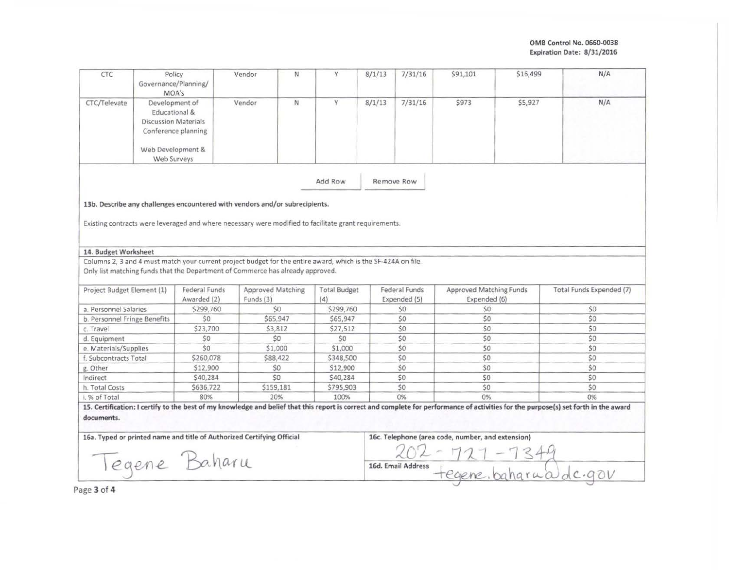OMB Control No. 0660-0038
Expiration Date: 8/31/2016

| | | | | | | | | | |
|---|---|---|---|---|---|---|---|---|---|
| CTC | Policy Governance/Planning/ MOA's | Vendor | N | Y | 8/1/13 | 7/31/16 | $91,101 | $16,499 | N/A |
| CTC/Televate | Development of Educational & Discussion Materials Conference planning<br><br>Web Development & Web Surveys | Vendor | N | Y | 8/1/13 | 7/31/16 | $973 | $5,927 | N/A |

Add Row    Remove Row

**13b. Describe any challenges encountered with vendors and/or subrecipients.**

Existing contracts were leveraged and where necessary were modified to facilitate grant requirements.

**14. Budget Worksheet**

Columns 2, 3 and 4 must match your current project budget for the entire award, which is the SF-424A on file.
Only list matching funds that the Department of Commerce has already approved.

| Project Budget Element (1) | Federal Funds Awarded (2) | Approved Matching Funds (3) | Total Budget (4) | Federal Funds Expended (5) | Approved Matching Funds Expended (6) | Total Funds Expended (7) |
|---|---|---|---|---|---|---|
| a. Personnel Salaries | $299,760 | $0 | $299,760 | $0 | $0 | $0 |
| b. Personnel Fringe Benefits | $0 | $65,947 | $65,947 | $0 | $0 | $0 |
| c. Travel | $23,700 | $3,812 | $27,512 | $0 | $0 | $0 |
| d. Equipment | $0 | $0 | $0 | $0 | $0 | $0 |
| e. Materials/Supplies | $0 | $1,000 | $1,000 | $0 | $0 | $0 |
| f. Subcontracts Total | $260,078 | $88,422 | $348,500 | $0 | $0 | $0 |
| g. Other | $12,900 | $0 | $12,900 | $0 | $0 | $0 |
| Indirect | $40,284 | $0 | $40,284 | $0 | $0 | $0 |
| h. Total Costs | $636,722 | $159,181 | $795,903 | $0 | $0 | $0 |
| i. % of Total | 80% | 20% | 100% | 0% | 0% | 0% |

**15. Certification: I certify to the best of my knowledge and belief that this report is correct and complete for performance of activities for the purpose(s) set forth in the award documents.**

**16a. Typed or printed name and title of Authorized Certifying Official**

Tegene Baharu

**16c. Telephone (area code, number, and extension)**

202-727-7349

**16d. Email Address** tegene.baharu@dc.gov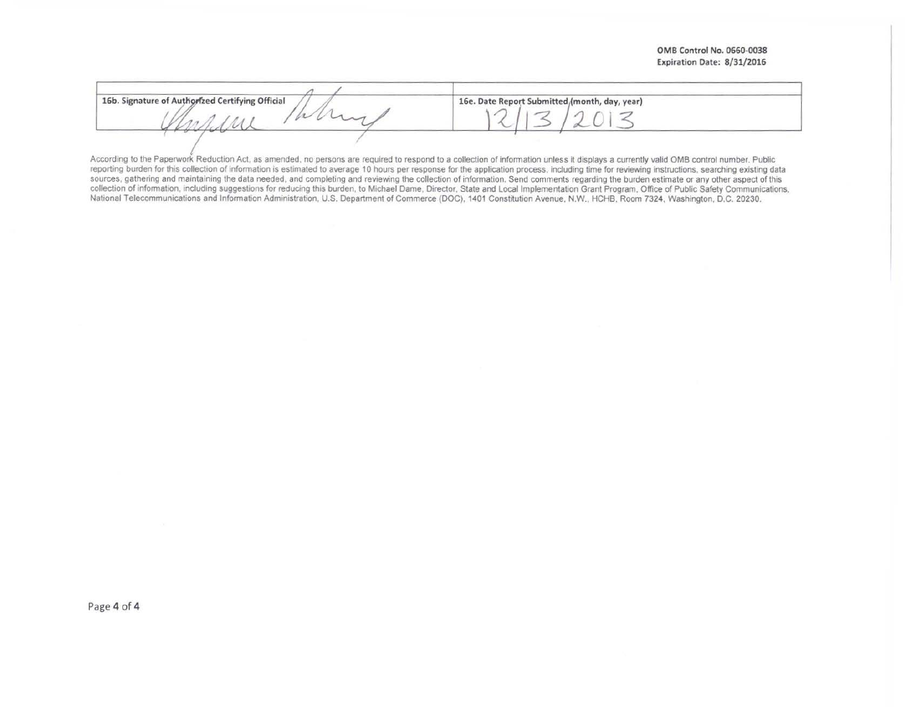OMB Control No. 0660-0038
Expiration Date: 8/31/2016

| 16b. Signature of Authorized Certifying Official | 16e. Date Report Submitted (month, day, year) |
|---|---|
| | 12/13/2013 |

According to the Paperwork Reduction Act, as amended, no persons are required to respond to a collection of information unless it displays a currently valid OMB control number. Public reporting burden for this collection of information is estimated to average 10 hours per response for the application process, including time for reviewing instructions, searching existing data sources, gathering and maintaining the data needed, and completing and reviewing the collection of information. Send comments regarding the burden estimate or any other aspect of this collection of information, including suggestions for reducing this burden, to Michael Dame, Director, State and Local Implementation Grant Program, Office of Public Safety Communications, National Telecommunications and Information Administration, U.S. Department of Commerce (DOC), 1401 Constitution Avenue, N.W., HCHB, Room 7324, Washington, D.C. 20230.